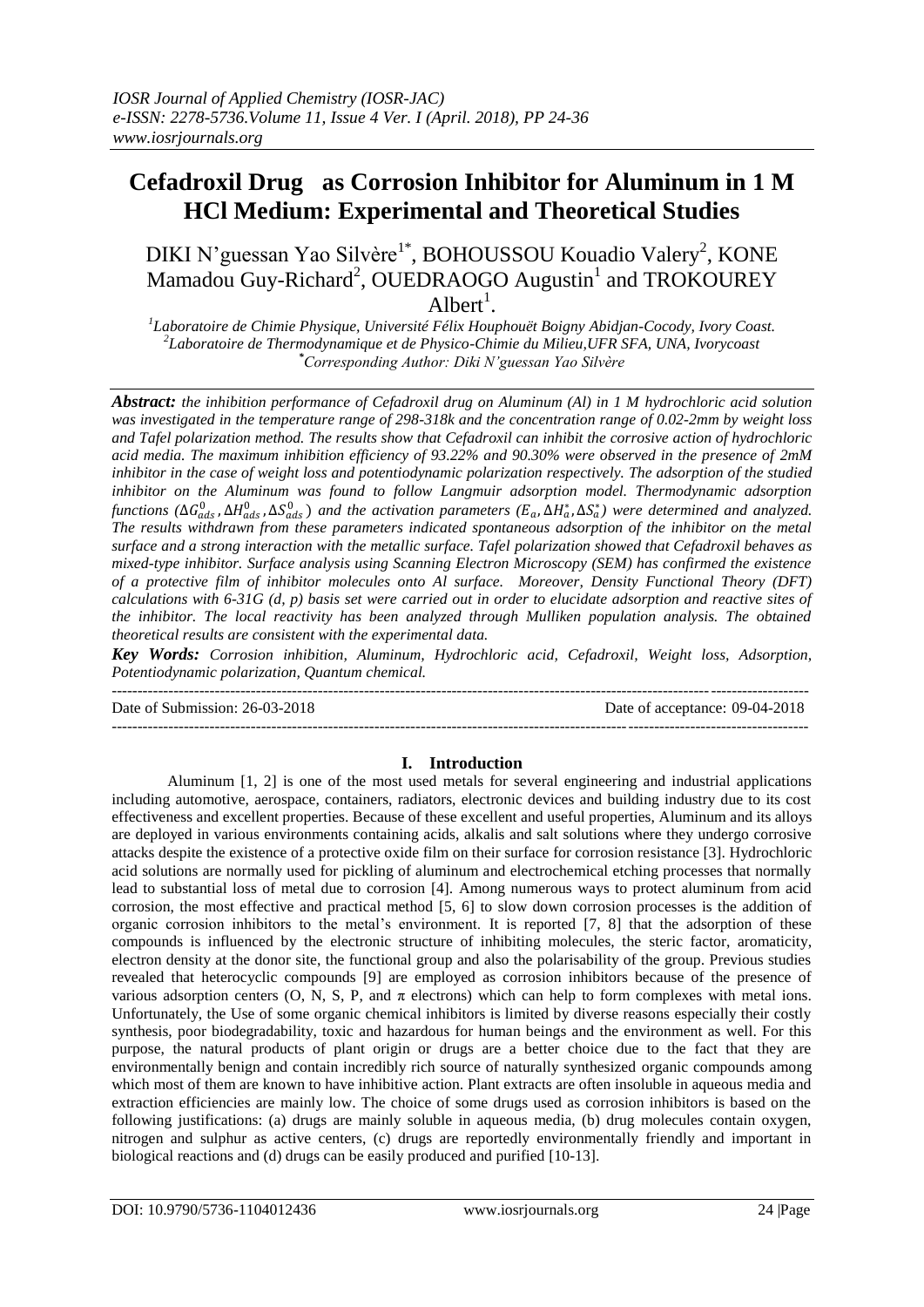# Cefadroxil Drug as Corrosion Inhibitor for Aluminum in 1 M HCl Medium: Experimental and Theoretical Studies

DIKI N'guessan Yao Silvère[1*], BOHOUSSOU Kouadio Valery[2], KONE Mamadou Guy-Richard[2], OUEDRAOGO Augustin[1] and TROKOUREY Albert[1].

[1]*Laboratoire de Chimie Physique, Université Félix Houphouët Boigny Abidjan-Cocody, Ivory Coast.*
[2]*Laboratoire de Thermodynamique et de Physico-Chimie du Milieu,UFR SFA, UNA, Ivorycoast*
[*]*Corresponding Author: Diki N'guessan Yao Silvère*

***Abstract:*** *the inhibition performance of Cefadroxil drug on Aluminum (Al) in 1 M hydrochloric acid solution was investigated in the temperature range of 298-318k and the concentration range of 0.02-2mm by weight loss and Tafel polarization method. The results show that Cefadroxil can inhibit the corrosive action of hydrochloric acid media. The maximum inhibition efficiency of 93.22% and 90.30% were observed in the presence of 2mM inhibitor in the case of weight loss and potentiodynamic polarization respectively. The adsorption of the studied inhibitor on the Aluminum was found to follow Langmuir adsorption model. Thermodynamic adsorption functions ($\Delta G^0_{ads}$, $\Delta H^0_{ads}$, $\Delta S^0_{ads}$) and the activation parameters ($E_a$, $\Delta H^*_a$, $\Delta S^*_a$) were determined and analyzed. The results withdrawn from these parameters indicated spontaneous adsorption of the inhibitor on the metal surface and a strong interaction with the metallic surface. Tafel polarization showed that Cefadroxil behaves as mixed-type inhibitor. Surface analysis using Scanning Electron Microscopy (SEM) has confirmed the existence of a protective film of inhibitor molecules onto Al surface. Moreover, Density Functional Theory (DFT) calculations with 6-31G (d, p) basis set were carried out in order to elucidate adsorption and reactive sites of the inhibitor. The local reactivity has been analyzed through Mulliken population analysis. The obtained theoretical results are consistent with the experimental data.*

***Key Words:*** *Corrosion inhibition, Aluminum, Hydrochloric acid, Cefadroxil, Weight loss, Adsorption, Potentiodynamic polarization, Quantum chemical.*

---

Date of Submission: 26-03-2018 Date of acceptance: 09-04-2018

---

## I. Introduction

Aluminum [1, 2] is one of the most used metals for several engineering and industrial applications including automotive, aerospace, containers, radiators, electronic devices and building industry due to its cost effectiveness and excellent properties. Because of these excellent and useful properties, Aluminum and its alloys are deployed in various environments containing acids, alkalis and salt solutions where they undergo corrosive attacks despite the existence of a protective oxide film on their surface for corrosion resistance [3]. Hydrochloric acid solutions are normally used for pickling of aluminum and electrochemical etching processes that normally lead to substantial loss of metal due to corrosion [4]. Among numerous ways to protect aluminum from acid corrosion, the most effective and practical method [5, 6] to slow down corrosion processes is the addition of organic corrosion inhibitors to the metal's environment. It is reported [7, 8] that the adsorption of these compounds is influenced by the electronic structure of inhibiting molecules, the steric factor, aromaticity, electron density at the donor site, the functional group and also the polarisability of the group. Previous studies revealed that heterocyclic compounds [9] are employed as corrosion inhibitors because of the presence of various adsorption centers (O, N, S, P, and π electrons) which can help to form complexes with metal ions. Unfortunately, the Use of some organic chemical inhibitors is limited by diverse reasons especially their costly synthesis, poor biodegradability, toxic and hazardous for human beings and the environment as well. For this purpose, the natural products of plant origin or drugs are a better choice due to the fact that they are environmentally benign and contain incredibly rich source of naturally synthesized organic compounds among which most of them are known to have inhibitive action. Plant extracts are often insoluble in aqueous media and extraction efficiencies are mainly low. The choice of some drugs used as corrosion inhibitors is based on the following justifications: (a) drugs are mainly soluble in aqueous media, (b) drug molecules contain oxygen, nitrogen and sulphur as active centers, (c) drugs are reportedly environmentally friendly and important in biological reactions and (d) drugs can be easily produced and purified [10-13].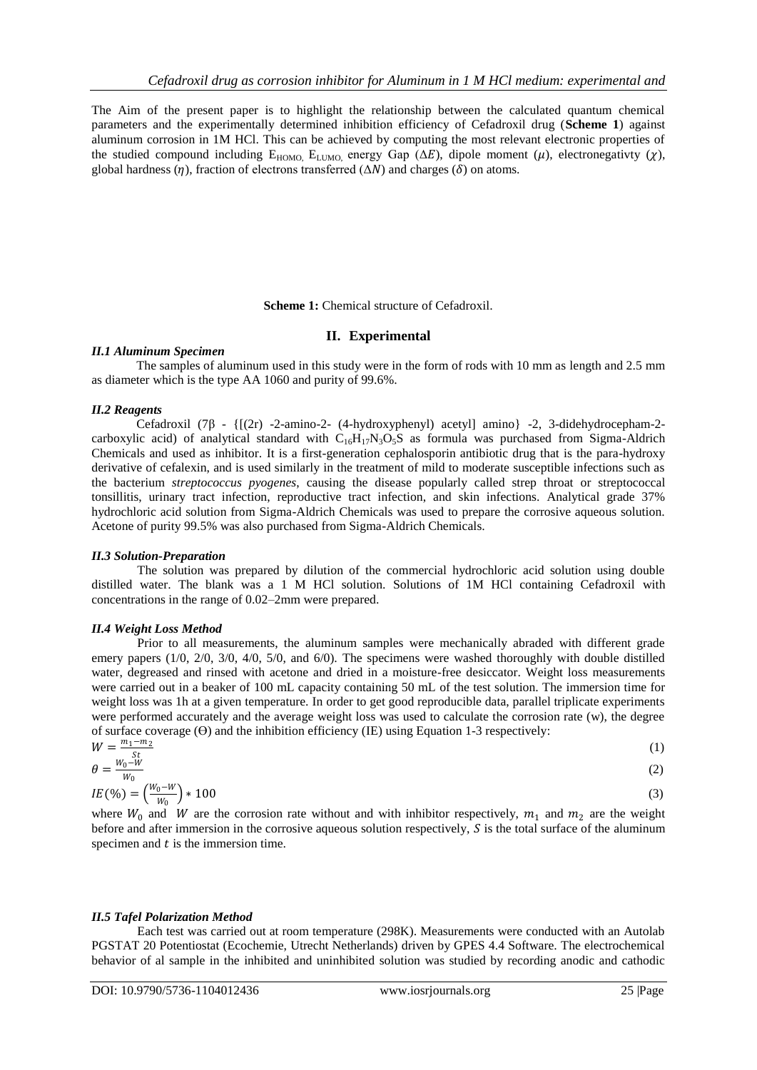The Aim of the present paper is to highlight the relationship between the calculated quantum chemical parameters and the experimentally determined inhibition efficiency of Cefadroxil drug (**Scheme 1**) against aluminum corrosion in 1M HCl. This can be achieved by computing the most relevant electronic properties of the studied compound including $E_{HOMO}$, $E_{LUMO}$, energy Gap ($\Delta E$), dipole moment ($\mu$), electronegativty ($\chi$), global hardness ($\eta$), fraction of electrons transferred ($\Delta N$) and charges ($\delta$) on atoms.

**Scheme 1:** Chemical structure of Cefadroxil.

## II. Experimental

### *II.1 Aluminum Specimen*

The samples of aluminum used in this study were in the form of rods with 10 mm as length and 2.5 mm as diameter which is the type AA 1060 and purity of 99.6%.

### *II.2 Reagents*

Cefadroxil (7β - {[(2r) -2-amino-2- (4-hydroxyphenyl) acetyl] amino} -2, 3-didehydrocepham-2-carboxylic acid) of analytical standard with $C_{16}H_{17}N_3O_5S$ as formula was purchased from Sigma-Aldrich Chemicals and used as inhibitor. It is a first-generation cephalosporin antibiotic drug that is the para-hydroxy derivative of cefalexin, and is used similarly in the treatment of mild to moderate susceptible infections such as the bacterium *streptococcus pyogenes*, causing the disease popularly called strep throat or streptococcal tonsillitis, urinary tract infection, reproductive tract infection, and skin infections. Analytical grade 37% hydrochloric acid solution from Sigma-Aldrich Chemicals was used to prepare the corrosive aqueous solution. Acetone of purity 99.5% was also purchased from Sigma-Aldrich Chemicals.

### *II.3 Solution-Preparation*

The solution was prepared by dilution of the commercial hydrochloric acid solution using double distilled water. The blank was a 1 M HCl solution. Solutions of 1M HCl containing Cefadroxil with concentrations in the range of 0.02–2mm were prepared.

### *II.4 Weight Loss Method*

Prior to all measurements, the aluminum samples were mechanically abraded with different grade emery papers (1/0, 2/0, 3/0, 4/0, 5/0, and 6/0). The specimens were washed thoroughly with double distilled water, degreased and rinsed with acetone and dried in a moisture-free desiccator. Weight loss measurements were carried out in a beaker of 100 mL capacity containing 50 mL of the test solution. The immersion time for weight loss was 1h at a given temperature. In order to get good reproducible data, parallel triplicate experiments were performed accurately and the average weight loss was used to calculate the corrosion rate (w), the degree of surface coverage (ϴ) and the inhibition efficiency (IE) using Equation 1-3 respectively:

$$W = \frac{m_1 - m_2}{St} \quad (1)$$

$$\theta = \frac{W_0 - W}{W_0} \quad (2)$$

$$IE(\%) = \left(\frac{W_0 - W}{W_0}\right) * 100 \quad (3)$$

where $W_0$ and $W$ are the corrosion rate without and with inhibitor respectively, $m_1$ and $m_2$ are the weight before and after immersion in the corrosive aqueous solution respectively, $S$ is the total surface of the aluminum specimen and $t$ is the immersion time.

### *II.5 Tafel Polarization Method*

Each test was carried out at room temperature (298K). Measurements were conducted with an Autolab PGSTAT 20 Potentiostat (Ecochemie, Utrecht Netherlands) driven by GPES 4.4 Software. The electrochemical behavior of al sample in the inhibited and uninhibited solution was studied by recording anodic and cathodic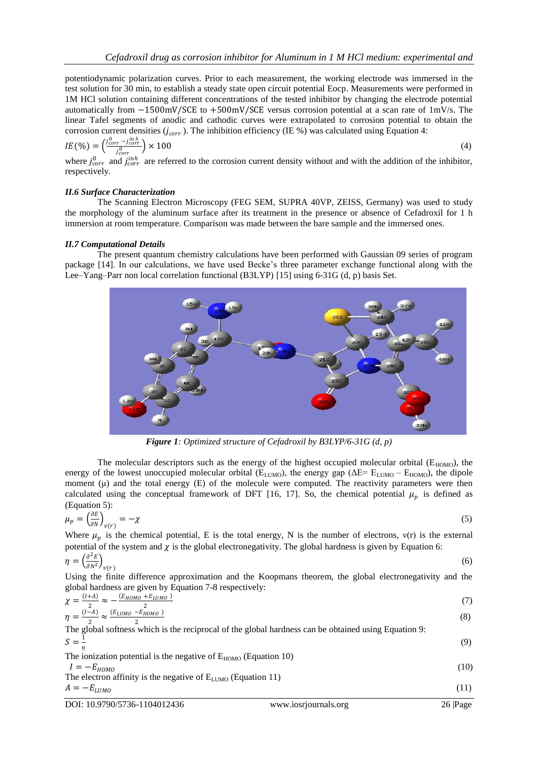potentiodynamic polarization curves. Prior to each measurement, the working electrode was immersed in the test solution for 30 min, to establish a steady state open circuit potential Eocp. Measurements were performed in 1M HCl solution containing different concentrations of the tested inhibitor by changing the electrode potential automatically from $-1500\text{mV/SCE}$ to $+500\text{mV/SCE}$ versus corrosion potential at a scan rate of 1mV/s. The linear Tafel segments of anodic and cathodic curves were extrapolated to corrosion potential to obtain the corrosion current densities ($j_{corr}$). The inhibition efficiency (IE %) was calculated using Equation 4:

$$IE(\%) = \left(\frac{j^{0}_{corr} - j^{inh}_{corr}}{j^{0}_{corr}}\right) \times 100 \quad (4)$$

where $j^{0}_{corr}$ and $j^{inh}_{corr}$ are referred to the corrosion current density without and with the addition of the inhibitor, respectively.

### *II.6 Surface Characterization*

The Scanning Electron Microscopy (FEG SEM, SUPRA 40VP, ZEISS, Germany) was used to study the morphology of the aluminum surface after its treatment in the presence or absence of Cefadroxil for 1 h immersion at room temperature. Comparison was made between the bare sample and the immersed ones.

### *II.7 Computational Details*

The present quantum chemistry calculations have been performed with Gaussian 09 series of program package [14]. In our calculations, we have used Becke's three parameter exchange functional along with the Lee–Yang–Parr non local correlation functional (B3LYP) [15] using 6-31G (d, p) basis Set.

***Figure 1****: Optimized structure of Cefadroxil by B3LYP/6-31G (d, p)*

The molecular descriptors such as the energy of the highest occupied molecular orbital ($E_{HOMO}$), the energy of the lowest unoccupied molecular orbital ($E_{LUMO}$), the energy gap ($\Delta E = E_{LUMO} - E_{HOMO}$), the dipole moment (μ) and the total energy (E) of the molecule were computed. The reactivity parameters were then calculated using the conceptual framework of DFT [16, 17]. So, the chemical potential $\mu_p$ is defined as (Equation 5):

$$\mu_p = \left(\frac{\partial E}{\partial N}\right)_{v(r)} = -\chi \quad (5)$$

Where $\mu_p$ is the chemical potential, E is the total energy, N is the number of electrons, v(r) is the external potential of the system and $\chi$ is the global electronegativity. The global hardness is given by Equation 6:

$$\eta = \left(\frac{\partial^2 E}{\partial N^2}\right)_{v(r)} \quad (6)$$

Using the finite difference approximation and the Koopmans theorem, the global electronegativity and the global hardness are given by Equation 7-8 respectively:

$$\chi = \frac{(I+A)}{2} \approx -\frac{(E_{HOMO} + E_{LUMO})}{2} \quad (7)$$

$$\eta = \frac{(I-A)}{2} \approx \frac{(E_{LUMO} - E_{HOMO})}{2} \quad (8)$$

The global softness which is the reciprocal of the global hardness can be obtained using Equation 9:

$$S = \frac{1}{\eta} \quad (9)$$

The ionization potential is the negative of $E_{HOMO}$ (Equation 10)

$$I = -E_{HOMO} \quad (10)$$

The electron affinity is the negative of $E_{LUMO}$ (Equation 11)

$$A = -E_{LUMO} \quad (11)$$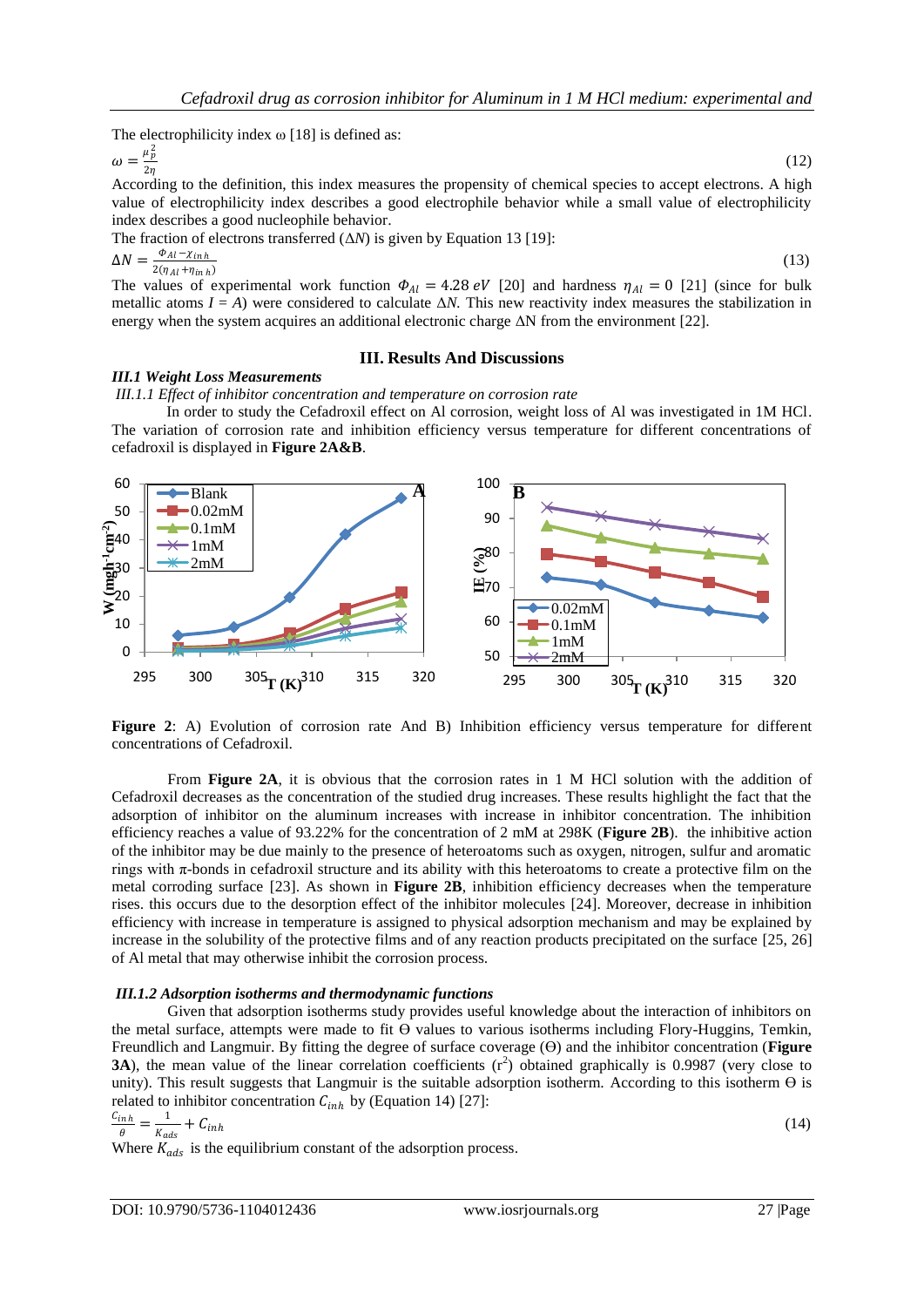The electrophilicity index ω [18] is defined as:

$$\omega = \frac{\mu_p^2}{2\eta} \quad (12)$$

According to the definition, this index measures the propensity of chemical species to accept electrons. A high value of electrophilicity index describes a good electrophile behavior while a small value of electrophilicity index describes a good nucleophile behavior.

The fraction of electrons transferred ($\Delta N$) is given by Equation 13 [19]:

$$\Delta N = \frac{\Phi_{Al} - \chi_{inh}}{2(\eta_{Al} + \eta_{inh})} \quad (13)$$

The values of experimental work function $\Phi_{Al} = 4.28\ eV$ [20] and hardness $\eta_{Al} = 0$ [21] (since for bulk metallic atoms $I = A$) were considered to calculate $\Delta N$. This new reactivity index measures the stabilization in energy when the system acquires an additional electronic charge ΔN from the environment [22].

## III. Results And Discussions

### *III.1 Weight Loss Measurements*

*III.1.1 Effect of inhibitor concentration and temperature on corrosion rate*

In order to study the Cefadroxil effect on Al corrosion, weight loss of Al was investigated in 1M HCl. The variation of corrosion rate and inhibition efficiency versus temperature for different concentrations of cefadroxil is displayed in **Figure 2A&B**.

**Figure 2**: A) Evolution of corrosion rate And B) Inhibition efficiency versus temperature for different concentrations of Cefadroxil.

From **Figure 2A**, it is obvious that the corrosion rates in 1 M HCl solution with the addition of Cefadroxil decreases as the concentration of the studied drug increases. These results highlight the fact that the adsorption of inhibitor on the aluminum increases with increase in inhibitor concentration. The inhibition efficiency reaches a value of 93.22% for the concentration of 2 mM at 298K (**Figure 2B**). the inhibitive action of the inhibitor may be due mainly to the presence of heteroatoms such as oxygen, nitrogen, sulfur and aromatic rings with π-bonds in cefadroxil structure and its ability with this heteroatoms to create a protective film on the metal corroding surface [23]. As shown in **Figure 2B**, inhibition efficiency decreases when the temperature rises. this occurs due to the desorption effect of the inhibitor molecules [24]. Moreover, decrease in inhibition efficiency with increase in temperature is assigned to physical adsorption mechanism and may be explained by increase in the solubility of the protective films and of any reaction products precipitated on the surface [25, 26] of Al metal that may otherwise inhibit the corrosion process.

### *III.1.2 Adsorption isotherms and thermodynamic functions*

Given that adsorption isotherms study provides useful knowledge about the interaction of inhibitors on the metal surface, attempts were made to fit Θ values to various isotherms including Flory-Huggins, Temkin, Freundlich and Langmuir. By fitting the degree of surface coverage (Θ) and the inhibitor concentration (**Figure 3A**), the mean value of the linear correlation coefficients ($r^2$) obtained graphically is 0.9987 (very close to unity). This result suggests that Langmuir is the suitable adsorption isotherm. According to this isotherm Θ is related to inhibitor concentration $C_{inh}$ by (Equation 14) [27]:

$$\frac{C_{inh}}{\theta} = \frac{1}{K_{ads}} + C_{inh} \quad (14)$$

Where $K_{ads}$ is the equilibrium constant of the adsorption process.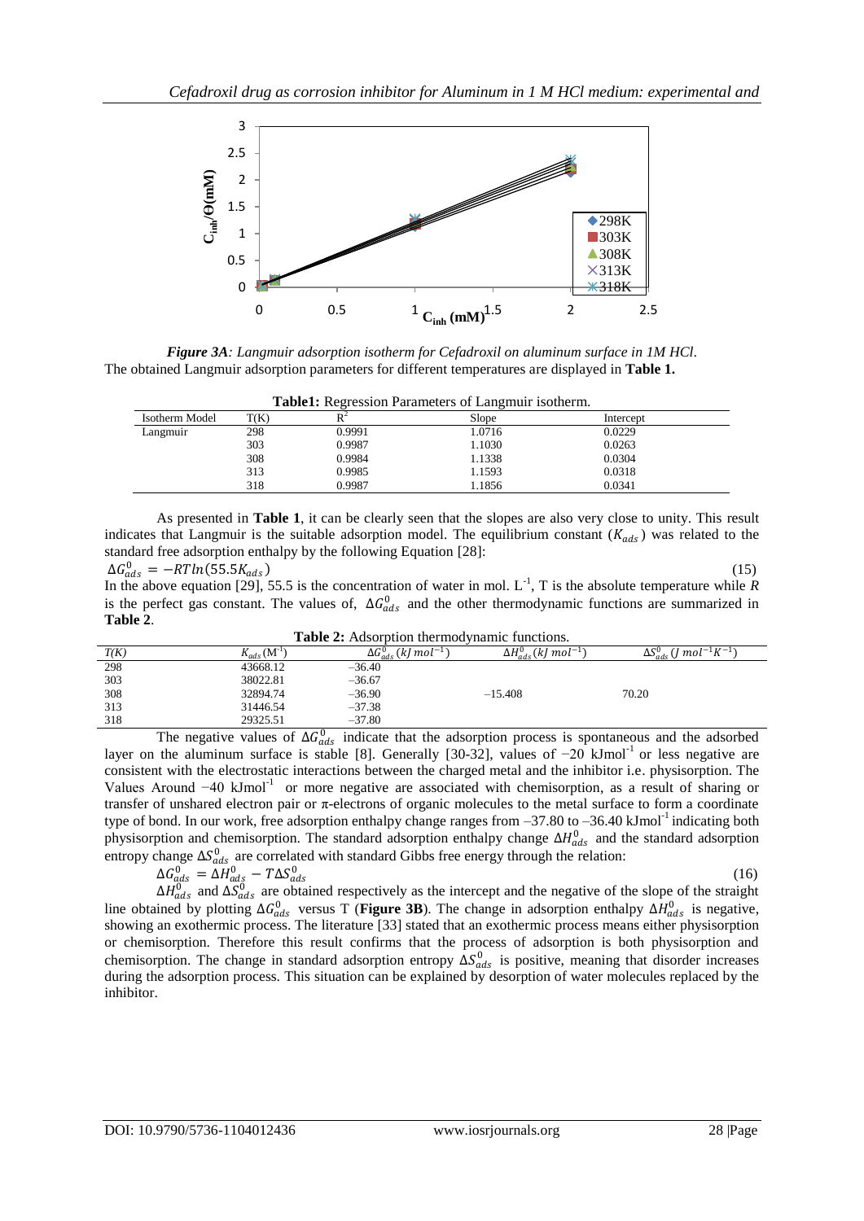*Figure 3A: Langmuir adsorption isotherm for Cefadroxil on aluminum surface in 1M HCl.*

The obtained Langmuir adsorption parameters for different temperatures are displayed in **Table 1.**

**Table1:** Regression Parameters of Langmuir isotherm.

| Isotherm Model | T(K) | $R^2$ | Slope | Intercept |
|---|---|---|---|---|
| Langmuir | 298 | 0.9991 | 1.0716 | 0.0229 |
| | 303 | 0.9987 | 1.1030 | 0.0263 |
| | 308 | 0.9984 | 1.1338 | 0.0304 |
| | 313 | 0.9985 | 1.1593 | 0.0318 |
| | 318 | 0.9987 | 1.1856 | 0.0341 |

As presented in **Table 1**, it can be clearly seen that the slopes are also very close to unity. This result indicates that Langmuir is the suitable adsorption model. The equilibrium constant ($K_{ads}$) was related to the standard free adsorption enthalpy by the following Equation [28]:

$$\Delta G_{ads}^{0} = -RT\ln(55.5K_{ads}) \quad (15)$$

In the above equation [29], 55.5 is the concentration of water in mol. $L^{-1}$, T is the absolute temperature while $R$ is the perfect gas constant. The values of, $\Delta G_{ads}^{0}$ and the other thermodynamic functions are summarized in **Table 2**.

**Table 2:** Adsorption thermodynamic functions.

| T(K) | $K_{ads}$ ($M^{-1}$) | $\Delta G_{ads}^{0}\,(kJ\,mol^{-1})$ | $\Delta H_{ads}^{0}\,(kJ\,mol^{-1})$ | $\Delta S_{ads}^{0}\,(J\,mol^{-1}K^{-1})$ |
|---|---|---|---|---|
| 298 | 43668.12 | −36.40 | | |
| 303 | 38022.81 | −36.67 | | |
| 308 | 32894.74 | −36.90 | −15.408 | 70.20 |
| 313 | 31446.54 | −37.38 | | |
| 318 | 29325.51 | −37.80 | | |

The negative values of $\Delta G_{ads}^{0}$ indicate that the adsorption process is spontaneous and the adsorbed layer on the aluminum surface is stable [8]. Generally [30-32], values of −20 $kJmol^{-1}$ or less negative are consistent with the electrostatic interactions between the charged metal and the inhibitor i.e. physisorption. The Values Around −40 $kJmol^{-1}$ or more negative are associated with chemisorption, as a result of sharing or transfer of unshared electron pair or $\pi$-electrons of organic molecules to the metal surface to form a coordinate type of bond. In our work, free adsorption enthalpy change ranges from –37.80 to –36.40 $kJmol^{-1}$ indicating both physisorption and chemisorption. The standard adsorption enthalpy change $\Delta H_{ads}^{0}$ and the standard adsorption entropy change $\Delta S_{ads}^{0}$ are correlated with standard Gibbs free energy through the relation:

$$\Delta G_{ads}^{0} = \Delta H_{ads}^{0} - T\Delta S_{ads}^{0} \quad (16)$$

$\Delta H_{ads}^{0}$ and $\Delta S_{ads}^{0}$ are obtained respectively as the intercept and the negative of the slope of the straight line obtained by plotting $\Delta G_{ads}^{0}$ versus T (**Figure 3B**). The change in adsorption enthalpy $\Delta H_{ads}^{0}$ is negative, showing an exothermic process. The literature [33] stated that an exothermic process means either physisorption or chemisorption. Therefore this result confirms that the process of adsorption is both physisorption and chemisorption. The change in standard adsorption entropy $\Delta S_{ads}^{0}$ is positive, meaning that disorder increases during the adsorption process. This situation can be explained by desorption of water molecules replaced by the inhibitor.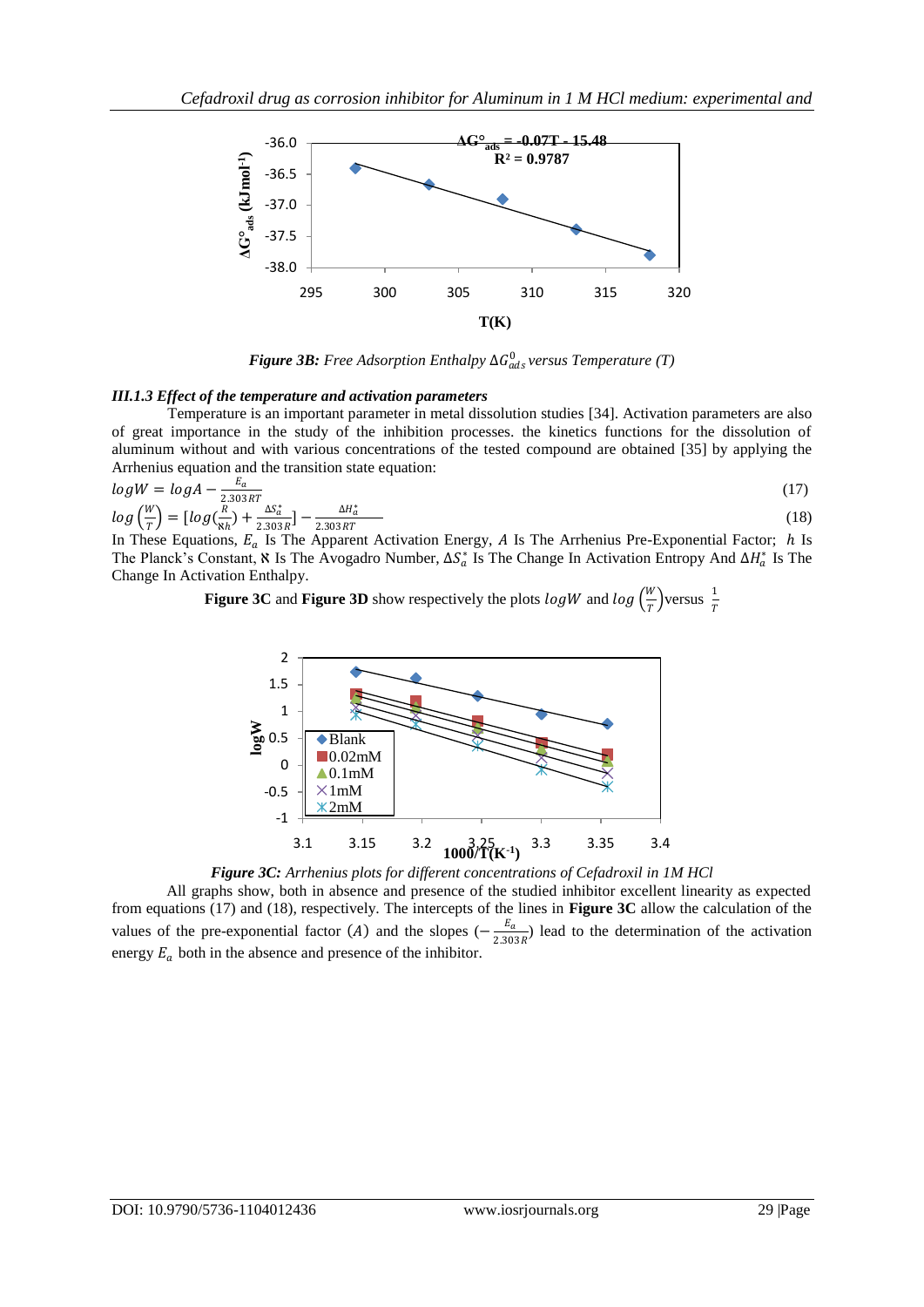*Figure 3B: Free Adsorption Enthalpy $\Delta G^0_{ads}$ versus Temperature (T)*

### *III.1.3 Effect of the temperature and activation parameters*

Temperature is an important parameter in metal dissolution studies [34]. Activation parameters are also of great importance in the study of the inhibition processes. the kinetics functions for the dissolution of aluminum without and with various concentrations of the tested compound are obtained [35] by applying the Arrhenius equation and the transition state equation:

$$logW = logA - \frac{E_a}{2.303RT} \tag{17}$$

$$log\left(\frac{W}{T}\right) = [log(\frac{R}{\aleph h}) + \frac{\Delta S_a^*}{2.303R}] - \frac{\Delta H_a^*}{2.303RT} \tag{18}$$

In These Equations, $E_a$ Is The Apparent Activation Energy, $A$ Is The Arrhenius Pre-Exponential Factor; $h$ Is The Planck's Constant, $\aleph$ Is The Avogadro Number, $\Delta S_a^*$ Is The Change In Activation Entropy And $\Delta H_a^*$ Is The Change In Activation Enthalpy.

**Figure 3C** and **Figure 3D** show respectively the plots $logW$ and $log\left(\frac{W}{T}\right)$versus $\frac{1}{T}$

*Figure 3C: Arrhenius plots for different concentrations of Cefadroxil in 1M HCl*

All graphs show, both in absence and presence of the studied inhibitor excellent linearity as expected from equations (17) and (18), respectively. The intercepts of the lines in **Figure 3C** allow the calculation of the values of the pre-exponential factor $(A)$ and the slopes $(-\frac{E_a}{2.303R})$ lead to the determination of the activation energy $E_a$ both in the absence and presence of the inhibitor.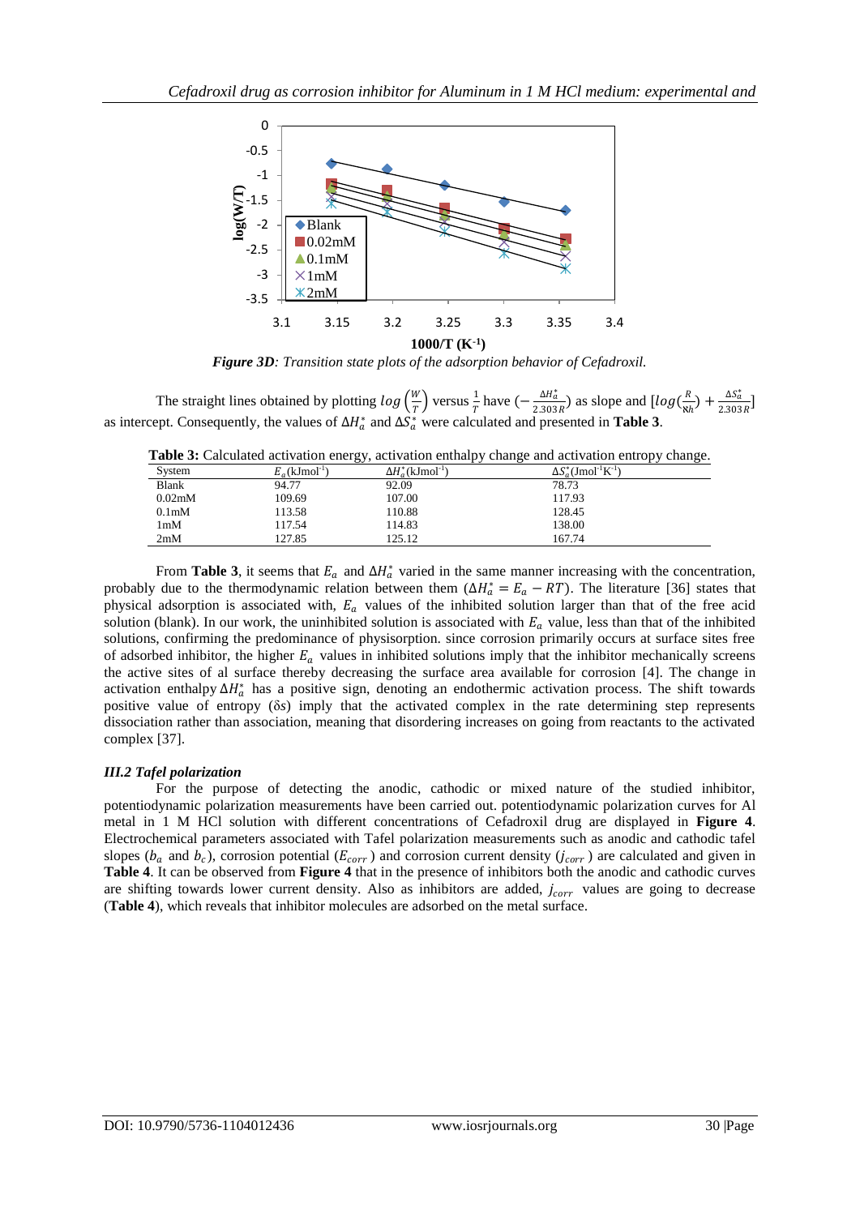*Figure 3D: Transition state plots of the adsorption behavior of Cefadroxil.*

The straight lines obtained by plotting $log\left(\frac{W}{T}\right)$ versus $\frac{1}{T}$ have $(-\frac{\Delta H_a^*}{2.303R})$ as slope and $[log(\frac{R}{\aleph h}) + \frac{\Delta S_a^*}{2.303R}]$ as intercept. Consequently, the values of $\Delta H_a^*$ and $\Delta S_a^*$ were calculated and presented in **Table 3**.

**Table 3:** Calculated activation energy, activation enthalpy change and activation entropy change.

| System | $E_a$(kJmol$^{-1}$) | $\Delta H_a^*$(kJmol$^{-1}$) | $\Delta S_a^*$(Jmol$^{-1}$K$^{-1}$) |
|---|---|---|---|
| Blank | 94.77 | 92.09 | 78.73 |
| 0.02mM | 109.69 | 107.00 | 117.93 |
| 0.1mM | 113.58 | 110.88 | 128.45 |
| 1mM | 117.54 | 114.83 | 138.00 |
| 2mM | 127.85 | 125.12 | 167.74 |

From **Table 3**, it seems that $E_a$ and $\Delta H_a^*$ varied in the same manner increasing with the concentration, probably due to the thermodynamic relation between them ($\Delta H_a^* = E_a - RT$). The literature [36] states that physical adsorption is associated with, $E_a$ values of the inhibited solution larger than that of the free acid solution (blank). In our work, the uninhibited solution is associated with $E_a$ value, less than that of the inhibited solutions, confirming the predominance of physisorption. since corrosion primarily occurs at surface sites free of adsorbed inhibitor, the higher $E_a$ values in inhibited solutions imply that the inhibitor mechanically screens the active sites of al surface thereby decreasing the surface area available for corrosion [4]. The change in activation enthalpy $\Delta H_a^*$ has a positive sign, denoting an endothermic activation process. The shift towards positive value of entropy ($\delta s$) imply that the activated complex in the rate determining step represents dissociation rather than association, meaning that disordering increases on going from reactants to the activated complex [37].

### *III.2 Tafel polarization*

For the purpose of detecting the anodic, cathodic or mixed nature of the studied inhibitor, potentiodynamic polarization measurements have been carried out. potentiodynamic polarization curves for Al metal in 1 M HCl solution with different concentrations of Cefadroxil drug are displayed in **Figure 4**. Electrochemical parameters associated with Tafel polarization measurements such as anodic and cathodic tafel slopes ($b_a$ and $b_c$), corrosion potential ($E_{corr}$) and corrosion current density ($j_{corr}$) are calculated and given in **Table 4**. It can be observed from **Figure 4** that in the presence of inhibitors both the anodic and cathodic curves are shifting towards lower current density. Also as inhibitors are added, $j_{corr}$ values are going to decrease (**Table 4**), which reveals that inhibitor molecules are adsorbed on the metal surface.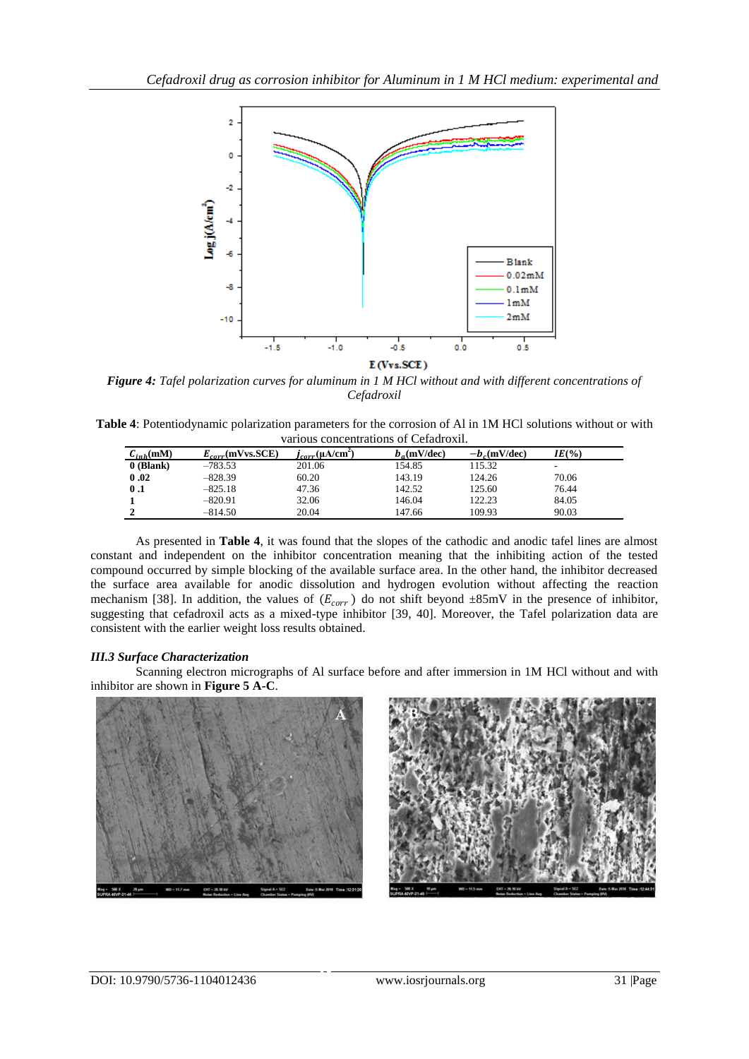*Figure 4: Tafel polarization curves for aluminum in 1 M HCl without and with different concentrations of Cefadroxil*

**Table 4**: Potentiodynamic polarization parameters for the corrosion of Al in 1M HCl solutions without or with various concentrations of Cefadroxil.

| $C_{inh}$(mM) | $E_{corr}$(mVvs.SCE) | $j_{corr}$(μA/cm$^2$) | $b_a$(mV/dec) | $-b_c$(mV/dec) | $IE$(%) |
|---|---|---|---|---|---|
| **0 (Blank)** | −783.53 | 201.06 | 154.85 | 115.32 | - |
| **0 .02** | −828.39 | 60.20 | 143.19 | 124.26 | 70.06 |
| **0 .1** | −825.18 | 47.36 | 142.52 | 125.60 | 76.44 |
| **1** | −820.91 | 32.06 | 146.04 | 122.23 | 84.05 |
| **2** | −814.50 | 20.04 | 147.66 | 109.93 | 90.03 |

As presented in **Table 4**, it was found that the slopes of the cathodic and anodic tafel lines are almost constant and independent on the inhibitor concentration meaning that the inhibiting action of the tested compound occurred by simple blocking of the available surface area. In the other hand, the inhibitor decreased the surface area available for anodic dissolution and hydrogen evolution without affecting the reaction mechanism [38]. In addition, the values of ($E_{corr}$) do not shift beyond ±85mV in the presence of inhibitor, suggesting that cefadroxil acts as a mixed-type inhibitor [39, 40]. Moreover, the Tafel polarization data are consistent with the earlier weight loss results obtained.

### *III.3 Surface Characterization*

Scanning electron micrographs of Al surface before and after immersion in 1M HCl without and with inhibitor are shown in **Figure 5 A-C**.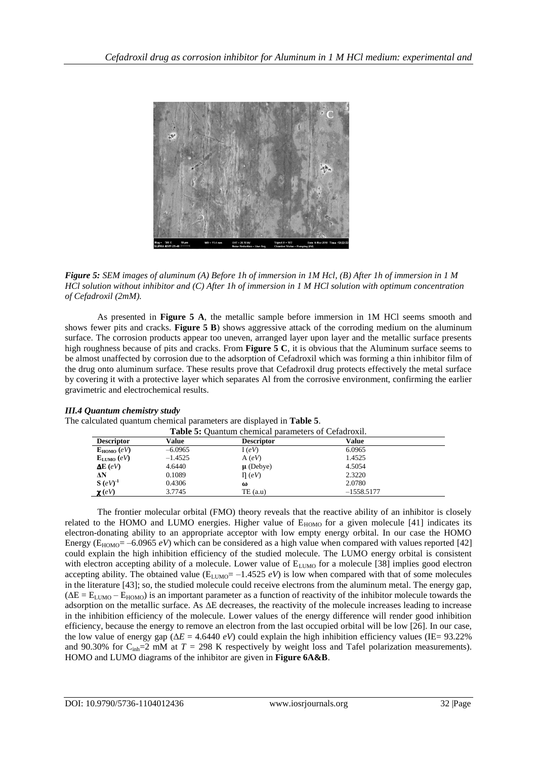*Figure 5: SEM images of aluminum (A) Before 1h of immersion in 1M Hcl, (B) After 1h of immersion in 1 M HCl solution without inhibitor and (C) After 1h of immersion in 1 M HCl solution with optimum concentration of Cefadroxil (2mM).*

As presented in **Figure 5 A**, the metallic sample before immersion in 1M HCl seems smooth and shows fewer pits and cracks. **Figure 5 B**) shows aggressive attack of the corroding medium on the aluminum surface. The corrosion products appear too uneven, arranged layer upon layer and the metallic surface presents high roughness because of pits and cracks. From **Figure 5 C**, it is obvious that the Aluminum surface seems to be almost unaffected by corrosion due to the adsorption of Cefadroxil which was forming a thin inhibitor film of the drug onto aluminum surface. These results prove that Cefadroxil drug protects effectively the metal surface by covering it with a protective layer which separates Al from the corrosive environment, confirming the earlier gravimetric and electrochemical results.

### *III.4 Quantum chemistry study*

The calculated quantum chemical parameters are displayed in **Table 5**.

**Table 5:** Quantum chemical parameters of Cefadroxil.

| Descriptor | Value | Descriptor | Value |
|---|---|---|---|
| $E_{HOMO}$ (*eV*) | –6.0965 | I (*eV*) | 6.0965 |
| $E_{LUMO}$ (*eV*) | –1.4525 | A (*eV*) | 1.4525 |
| $\Delta E$ (*eV*) | 4.6440 | $\mu$ (Debye) | 4.5054 |
| $\Delta N$ | 0.1089 | $\eta$ (*eV*) | 2.3220 |
| $S$ $(eV)^{-1}$ | 0.4306 | $\omega$ | 2.0780 |
| $\chi$ (*eV*) | 3.7745 | TE (a.u) | –1558.5177 |

The frontier molecular orbital (FMO) theory reveals that the reactive ability of an inhibitor is closely related to the HOMO and LUMO energies. Higher value of $E_{HOMO}$ for a given molecule [41] indicates its electron-donating ability to an appropriate acceptor with low empty energy orbital. In our case the HOMO Energy ($E_{HOMO}$= –6.0965 *eV*) which can be considered as a high value when compared with values reported [42] could explain the high inhibition efficiency of the studied molecule. The LUMO energy orbital is consistent with electron accepting ability of a molecule. Lower value of $E_{LUMO}$ for a molecule [38] implies good electron accepting ability. The obtained value ($E_{LUMO}$= –1.4525 *eV*) is low when compared with that of some molecules in the literature [43]; so, the studied molecule could receive electrons from the aluminum metal. The energy gap, ($\Delta E = E_{LUMO} – E_{HOMO}$) is an important parameter as a function of reactivity of the inhibitor molecule towards the adsorption on the metallic surface. As $\Delta E$ decreases, the reactivity of the molecule increases leading to increase in the inhibition efficiency of the molecule. Lower values of the energy difference will render good inhibition efficiency, because the energy to remove an electron from the last occupied orbital will be low [26]. In our case, the low value of energy gap ($\Delta E$ = 4.6440 *eV*) could explain the high inhibition efficiency values (IE= 93.22% and 90.30% for $C_{inh}$=2 mM at $T$ = 298 K respectively by weight loss and Tafel polarization measurements). HOMO and LUMO diagrams of the inhibitor are given in **Figure 6A&B**.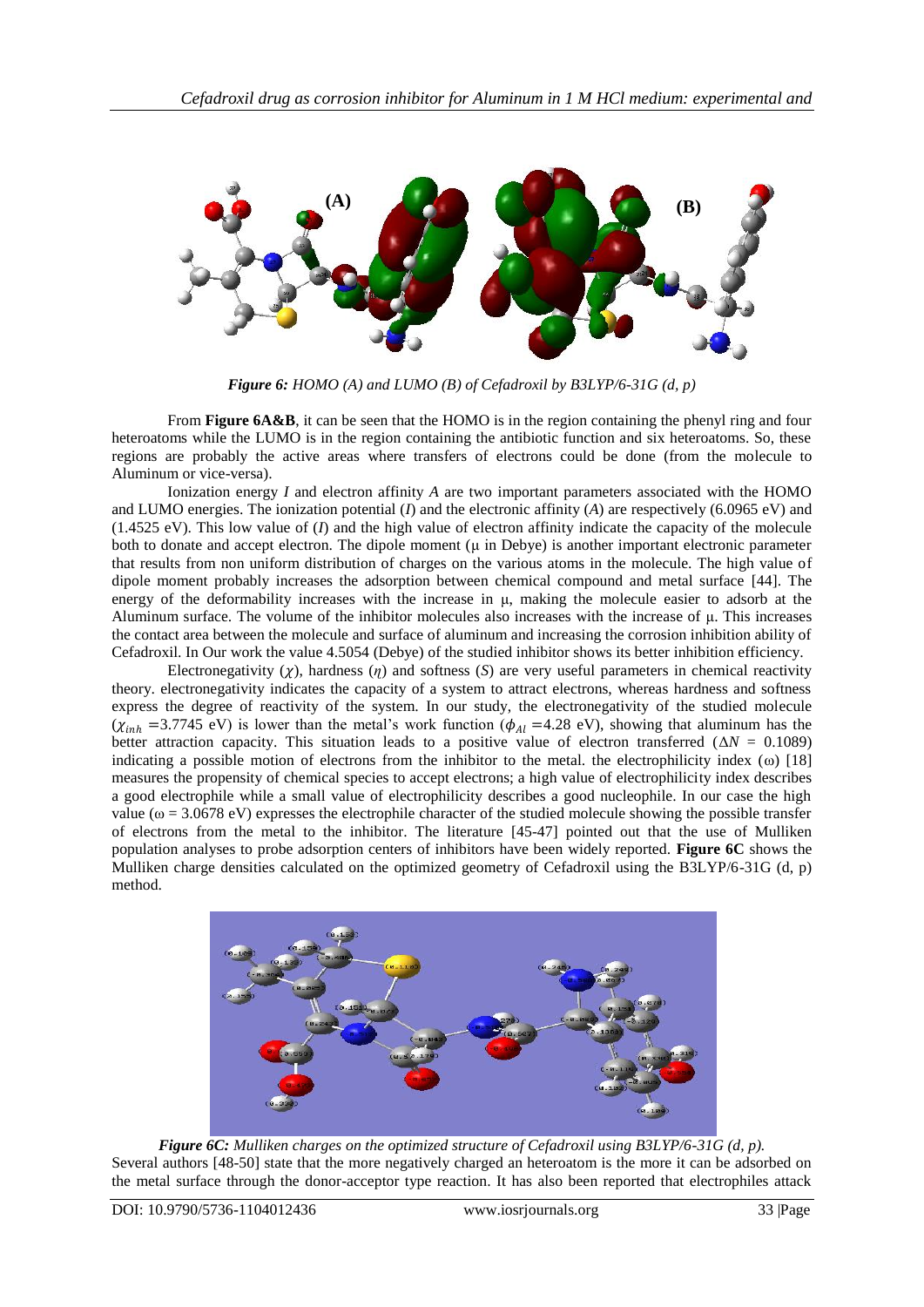*Figure 6: HOMO (A) and LUMO (B) of Cefadroxil by B3LYP/6-31G (d, p)*

From **Figure 6A&B**, it can be seen that the HOMO is in the region containing the phenyl ring and four heteroatoms while the LUMO is in the region containing the antibiotic function and six heteroatoms. So, these regions are probably the active areas where transfers of electrons could be done (from the molecule to Aluminum or vice-versa).

Ionization energy *I* and electron affinity *A* are two important parameters associated with the HOMO and LUMO energies. The ionization potential (*I*) and the electronic affinity (*A*) are respectively (6.0965 eV) and (1.4525 eV). This low value of (*I*) and the high value of electron affinity indicate the capacity of the molecule both to donate and accept electron. The dipole moment (μ in Debye) is another important electronic parameter that results from non uniform distribution of charges on the various atoms in the molecule. The high value of dipole moment probably increases the adsorption between chemical compound and metal surface [44]. The energy of the deformability increases with the increase in μ, making the molecule easier to adsorb at the Aluminum surface. The volume of the inhibitor molecules also increases with the increase of μ. This increases the contact area between the molecule and surface of aluminum and increasing the corrosion inhibition ability of Cefadroxil. In Our work the value 4.5054 (Debye) of the studied inhibitor shows its better inhibition efficiency.

Electronegativity ($\chi$), hardness ($\eta$) and softness ($S$) are very useful parameters in chemical reactivity theory. electronegativity indicates the capacity of a system to attract electrons, whereas hardness and softness express the degree of reactivity of the system. In our study, the electronegativity of the studied molecule ($\chi_{inh}$ =3.7745 eV) is lower than the metal's work function ($\phi_{Al}$ =4.28 eV), showing that aluminum has the better attraction capacity. This situation leads to a positive value of electron transferred ($\Delta N$ = 0.1089) indicating a possible motion of electrons from the inhibitor to the metal. the electrophilicity index ($\omega$) [18] measures the propensity of chemical species to accept electrons; a high value of electrophilicity index describes a good electrophile while a small value of electrophilicity describes a good nucleophile. In our case the high value ($\omega$ = 3.0678 eV) expresses the electrophile character of the studied molecule showing the possible transfer of electrons from the metal to the inhibitor. The literature [45-47] pointed out that the use of Mulliken population analyses to probe adsorption centers of inhibitors have been widely reported. **Figure 6C** shows the Mulliken charge densities calculated on the optimized geometry of Cefadroxil using the B3LYP/6-31G (d, p) method.

*Figure 6C: Mulliken charges on the optimized structure of Cefadroxil using B3LYP/6-31G (d, p).*

Several authors [48-50] state that the more negatively charged an heteroatom is the more it can be adsorbed on the metal surface through the donor-acceptor type reaction. It has also been reported that electrophiles attack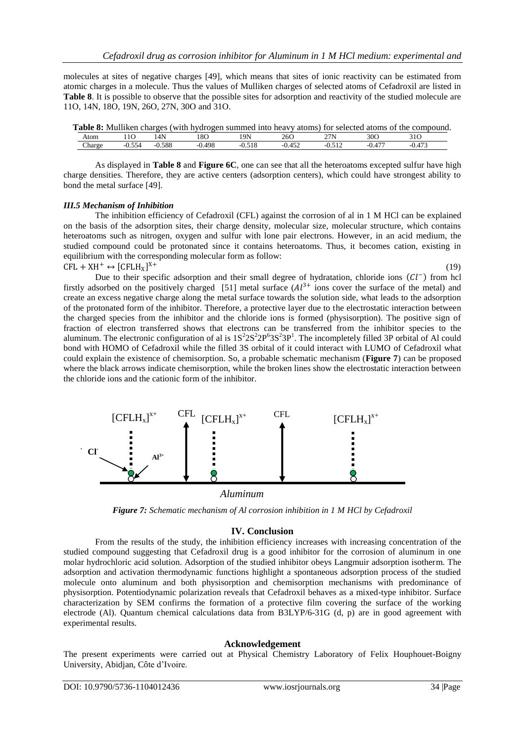molecules at sites of negative charges [49], which means that sites of ionic reactivity can be estimated from atomic charges in a molecule. Thus the values of Mulliken charges of selected atoms of Cefadroxil are listed in **Table 8**. It is possible to observe that the possible sites for adsorption and reactivity of the studied molecule are 11O, 14N, 18O, 19N, 26O, 27N, 30O and 31O.

**Table 8:** Mulliken charges (with hydrogen summed into heavy atoms) for selected atoms of the compound.

| Atom | 11O | 14N | 18O | 19N | 26O | 27N | 30O | 31O |
|---|---|---|---|---|---|---|---|---|
| Charge | -0.554 | -0.588 | -0.498 | -0.518 | -0.452 | -0.512 | -0.477 | -0.473 |

As displayed in **Table 8** and **Figure 6C**, one can see that all the heteroatoms excepted sulfur have high charge densities. Therefore, they are active centers (adsorption centers), which could have strongest ability to bond the metal surface [49].

### *III.5 Mechanism of Inhibition*

The inhibition efficiency of Cefadroxil (CFL) against the corrosion of al in 1 M HCl can be explained on the basis of the adsorption sites, their charge density, molecular size, molecular structure, which contains heteroatoms such as nitrogen, oxygen and sulfur with lone pair electrons. However, in an acid medium, the studied compound could be protonated since it contains heteroatoms. Thus, it becomes cation, existing in equilibrium with the corresponding molecular form as follow:

$$\mathrm{CFL + XH^{+} \leftrightarrow [CFLH_{X}]^{X+}} \tag{19}$$

Due to their specific adsorption and their small degree of hydratation, chloride ions ($Cl^{-}$) from hcl firstly adsorbed on the positively charged [51] metal surface ($Al^{3+}$ ions cover the surface of the metal) and create an excess negative charge along the metal surface towards the solution side, what leads to the adsorption of the protonated form of the inhibitor. Therefore, a protective layer due to the electrostatic interaction between the charged species from the inhibitor and the chloride ions is formed (physisorption). The positive sign of fraction of electron transferred shows that electrons can be transferred from the inhibitor species to the aluminum. The electronic configuration of al is $1S^{2}2S^{2}2P^{6}3S^{2}3P^{1}$. The incompletely filled 3P orbital of Al could bond with HOMO of Cefadroxil while the filled 3S orbital of it could interact with LUMO of Cefadroxil what could explain the existence of chemisorption. So, a probable schematic mechanism (**Figure 7**) can be proposed where the black arrows indicate chemisorption, while the broken lines show the electrostatic interaction between the chloride ions and the cationic form of the inhibitor.

*Figure 7: Schematic mechanism of Al corrosion inhibition in 1 M HCl by Cefadroxil*

## IV. Conclusion

From the results of the study, the inhibition efficiency increases with increasing concentration of the studied compound suggesting that Cefadroxil drug is a good inhibitor for the corrosion of aluminum in one molar hydrochloric acid solution. Adsorption of the studied inhibitor obeys Langmuir adsorption isotherm. The adsorption and activation thermodynamic functions highlight a spontaneous adsorption process of the studied molecule onto aluminum and both physisorption and chemisorption mechanisms with predominance of physisorption. Potentiodynamic polarization reveals that Cefadroxil behaves as a mixed-type inhibitor. Surface characterization by SEM confirms the formation of a protective film covering the surface of the working electrode (Al). Quantum chemical calculations data from B3LYP/6-31G (d, p) are in good agreement with experimental results.

## Acknowledgement

The present experiments were carried out at Physical Chemistry Laboratory of Felix Houphouet-Boigny University, Abidjan, Côte d'Ivoire.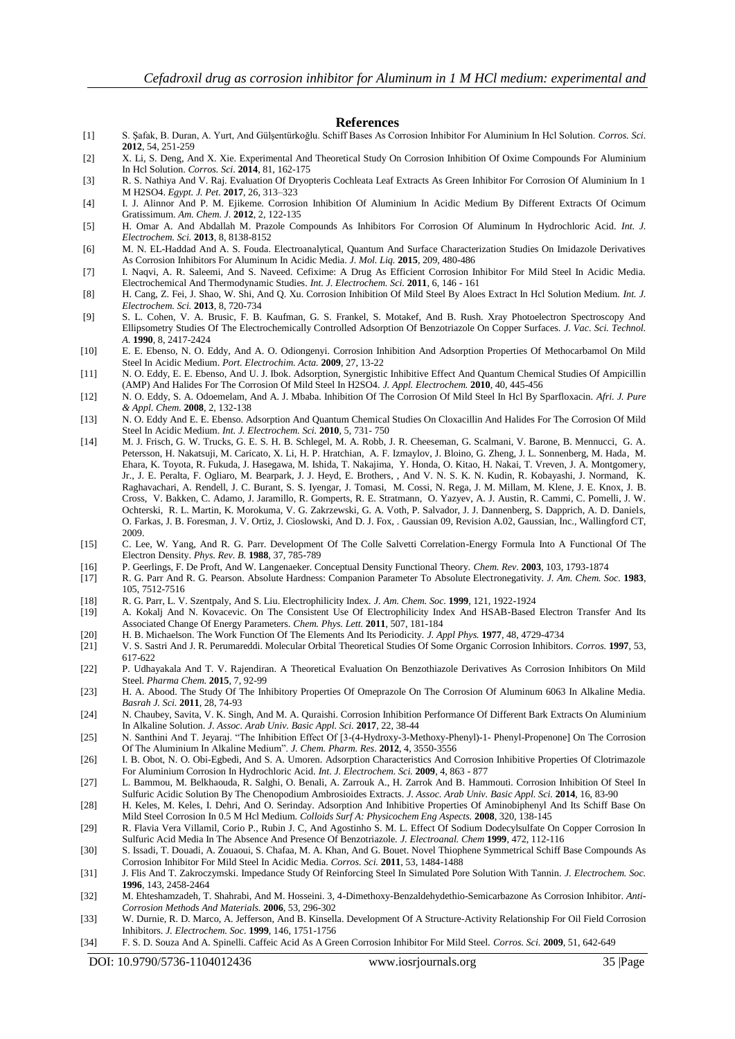## References

[1] S. Şafak, B. Duran, A. Yurt, And Gülşentürkoğlu. Schiff Bases As Corrosion Inhibitor For Aluminium In Hcl Solution. *Corros. Sci.* **2012**, 54, 251-259

[2] X. Li, S. Deng, And X. Xie. Experimental And Theoretical Study On Corrosion Inhibition Of Oxime Compounds For Aluminium In Hcl Solution. *Corros. Sci.* **2014**, 81, 162-175

[3] R. S. Nathiya And V. Raj. Evaluation Of Dryopteris Cochleata Leaf Extracts As Green Inhibitor For Corrosion Of Aluminium In 1 M H2SO4. *Egypt. J. Pet.* **2017**, 26, 313–323

[4] I. J. Alinnor And P. M. Ejikeme. Corrosion Inhibition Of Aluminium In Acidic Medium By Different Extracts Of Ocimum Gratissimum. *Am. Chem. J.* **2012**, 2, 122-135

[5] H. Omar A. And Abdallah M. Prazole Compounds As Inhibitors For Corrosion Of Aluminum In Hydrochloric Acid. *Int. J. Electrochem. Sci.* **2013**, 8, 8138-8152

[6] M. N. EL-Haddad And A. S. Fouda. Electroanalytical, Quantum And Surface Characterization Studies On Imidazole Derivatives As Corrosion Inhibitors For Aluminum In Acidic Media. *J. Mol. Liq.* **2015**, 209, 480-486

[7] I. Naqvi, A. R. Saleemi, And S. Naveed. Cefixime: A Drug As Efficient Corrosion Inhibitor For Mild Steel In Acidic Media. Electrochemical And Thermodynamic Studies. *Int. J. Electrochem. Sci.* **2011**, 6, 146 - 161

[8] H. Cang, Z. Fei, J. Shao, W. Shi, And Q. Xu. Corrosion Inhibition Of Mild Steel By Aloes Extract In Hcl Solution Medium. *Int. J. Electrochem. Sci.* **2013**, 8, 720-734

[9] S. L. Cohen, V. A. Brusic, F. B. Kaufman, G. S. Frankel, S. Motakef, And B. Rush. Xray Photoelectron Spectroscopy And Ellipsometry Studies Of The Electrochemically Controlled Adsorption Of Benzotriazole On Copper Surfaces. *J. Vac. Sci. Technol. A.* **1990**, 8, 2417-2424

[10] E. E. Ebenso, N. O. Eddy, And A. O. Odiongenyi. Corrosion Inhibition And Adsorption Properties Of Methocarbamol On Mild Steel In Acidic Medium. *Port. Electrochim. Acta.* **2009**, 27, 13-22

[11] N. O. Eddy, E. E. Ebenso, And U. J. Ibok. Adsorption, Synergistic Inhibitive Effect And Quantum Chemical Studies Of Ampicillin (AMP) And Halides For The Corrosion Of Mild Steel In H2SO4. *J. Appl. Electrochem.* **2010**, 40, 445-456

[12] N. O. Eddy, S. A. Odoemelam, And A. J. Mbaba. Inhibition Of The Corrosion Of Mild Steel In Hcl By Sparfloxacin. *Afri. J. Pure & Appl. Chem.* **2008**, 2, 132-138

[13] N. O. Eddy And E. E. Ebenso. Adsorption And Quantum Chemical Studies On Cloxacillin And Halides For The Corrosion Of Mild Steel In Acidic Medium. *Int. J. Electrochem. Sci.* **2010**, 5, 731- 750

[14] M. J. Frisch, G. W. Trucks, G. E. S. H. B. Schlegel, M. A. Robb, J. R. Cheeseman, G. Scalmani, V. Barone, B. Mennucci, G. A. Petersson, H. Nakatsuji, M. Caricato, X. Li, H. P. Hratchian, A. F. Izmaylov, J. Bloino, G. Zheng, J. L. Sonnenberg, M. Hada, M. Ehara, K. Toyota, R. Fukuda, J. Hasegawa, M. Ishida, T. Nakajima, Y. Honda, O. Kitao, H. Nakai, T. Vreven, J. A. Montgomery, Jr., J. E. Peralta, F. Ogliaro, M. Bearpark, J. J. Heyd, E. Brothers, , And V. N. S. K. N. Kudin, R. Kobayashi, J. Normand, K. Raghavachari, A. Rendell, J. C. Burant, S. S. Iyengar, J. Tomasi, M. Cossi, N. Rega, J. M. Millam, M. Klene, J. E. Knox, J. B. Cross, V. Bakken, C. Adamo, J. Jaramillo, R. Gomperts, R. E. Stratmann, O. Yazyev, A. J. Austin, R. Cammi, C. Pomelli, J. W. Ochterski, R. L. Martin, K. Morokuma, V. G. Zakrzewski, G. A. Voth, P. Salvador, J. J. Dannenberg, S. Dapprich, A. D. Daniels, O. Farkas, J. B. Foresman, J. V. Ortiz, J. Cioslowski, And D. J. Fox, . Gaussian 09, Revision A.02, Gaussian, Inc., Wallingford CT, 2009.

[15] C. Lee, W. Yang, And R. G. Parr. Development Of The Colle Salvetti Correlation-Energy Formula Into A Functional Of The Electron Density. *Phys. Rev. B.* **1988**, 37, 785-789

[16] P. Geerlings, F. De Proft, And W. Langenaeker. Conceptual Density Functional Theory. *Chem. Rev.* **2003**, 103, 1793-1874

[17] R. G. Parr And R. G. Pearson. Absolute Hardness: Companion Parameter To Absolute Electronegativity. *J. Am. Chem. Soc.* **1983**, 105, 7512-7516

[18] R. G. Parr, L. V. Szentpaly, And S. Liu. Electrophilicity Index. *J. Am. Chem. Soc.* **1999**, 121, 1922-1924

[19] A. Kokalj And N. Kovacevic. On The Consistent Use Of Electrophilicity Index And HSAB-Based Electron Transfer And Its Associated Change Of Energy Parameters. *Chem. Phys. Lett.* **2011**, 507, 181-184

[20] H. B. Michaelson. The Work Function Of The Elements And Its Periodicity. *J. Appl Phys.* **1977**, 48, 4729-4734

[21] V. S. Sastri And J. R. Perumareddi. Molecular Orbital Theoretical Studies Of Some Organic Corrosion Inhibitors. *Corros.* **1997**, 53, 617-622

[22] P. Udhayakala And T. V. Rajendiran. A Theoretical Evaluation On Benzothiazole Derivatives As Corrosion Inhibitors On Mild Steel. *Pharma Chem.* **2015**, 7, 92-99

[23] H. A. Abood. The Study Of The Inhibitory Properties Of Omeprazole On The Corrosion Of Aluminum 6063 In Alkaline Media. *Basrah J. Sci.* **2011**, 28, 74-93

[24] N. Chaubey, Savita, V. K. Singh, And M. A. Quraishi. Corrosion Inhibition Performance Of Different Bark Extracts On Aluminium In Alkaline Solution. *J. Assoc. Arab Univ. Basic Appl. Sci.* **2017**, 22, 38-44

[25] N. Santhini And T. Jeyaraj. "The Inhibition Effect Of [3-(4-Hydroxy-3-Methoxy-Phenyl)-1- Phenyl-Propenone] On The Corrosion Of The Aluminium In Alkaline Medium". *J. Chem. Pharm. Res.* **2012**, 4, 3550-3556

[26] I. B. Obot, N. O. Obi-Egbedi, And S. A. Umoren. Adsorption Characteristics And Corrosion Inhibitive Properties Of Clotrimazole For Aluminium Corrosion In Hydrochloric Acid. *Int. J. Electrochem. Sci.* **2009**, 4, 863 - 877

[27] L. Bammou, M. Belkhaouda, R. Salghi, O. Benali, A. Zarrouk A., H. Zarrok And B. Hammouti. Corrosion Inhibition Of Steel In Sulfuric Acidic Solution By The Chenopodium Ambrosioides Extracts. *J. Assoc. Arab Univ. Basic Appl. Sci.* **2014**, 16, 83-90

[28] H. Keles, M. Keles, I. Dehri, And O. Serinday. Adsorption And Inhibitive Properties Of Aminobiphenyl And Its Schiff Base On Mild Steel Corrosion In 0.5 M Hcl Medium. *Colloids Surf A: Physicochem Eng Aspects.* **2008**, 320, 138-145

[29] R. Flavia Vera Villamil, Corio P., Rubin J. C, And Agostinho S. M. L. Effect Of Sodium Dodecylsulfate On Copper Corrosion In Sulfuric Acid Media In The Absence And Presence Of Benzotriazole. *J. Electroanal. Chem* **1999**, 472, 112-116

[30] S. Issadi, T. Douadi, A. Zouaoui, S. Chafaa, M. A. Khan, And G. Bouet. Novel Thiophene Symmetrical Schiff Base Compounds As Corrosion Inhibitor For Mild Steel In Acidic Media. *Corros. Sci.* **2011**, 53, 1484-1488

[31] J. Flis And T. Zakroczymski. Impedance Study Of Reinforcing Steel In Simulated Pore Solution With Tannin. *J. Electrochem. Soc.* **1996**, 143, 2458-2464

[32] M. Ehteshamzadeh, T. Shahrabi, And M. Hosseini. 3, 4-Dimethoxy-Benzaldehydethio-Semicarbazone As Corrosion Inhibitor. *Anti-Corrosion Methods And Materials.* **2006**, 53, 296-302

[33] W. Durnie, R. D. Marco, A. Jefferson, And B. Kinsella. Development Of A Structure-Activity Relationship For Oil Field Corrosion Inhibitors. *J. Electrochem. Soc.* **1999**, 146, 1751-1756

[34] F. S. D. Souza And A. Spinelli. Caffeic Acid As A Green Corrosion Inhibitor For Mild Steel. *Corros. Sci.* **2009**, 51, 642-649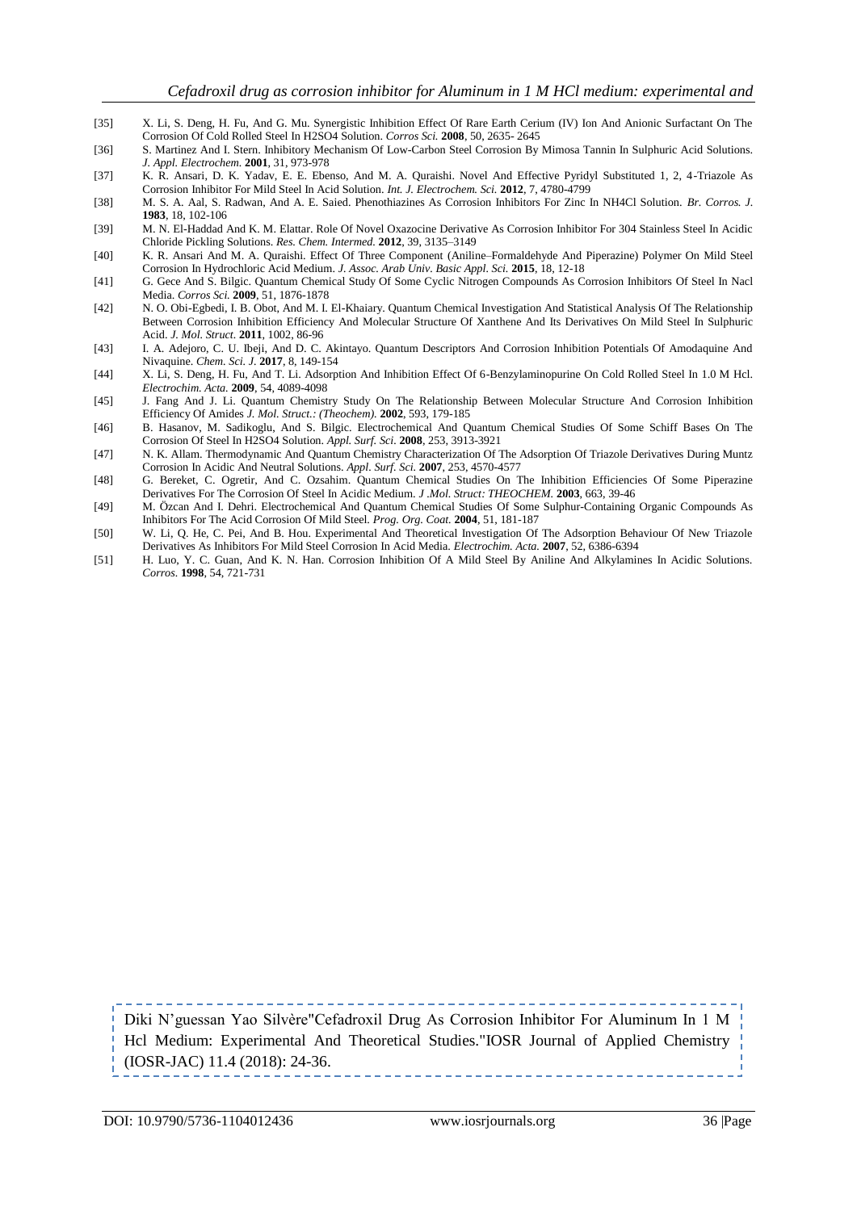[35] X. Li, S. Deng, H. Fu, And G. Mu. Synergistic Inhibition Effect Of Rare Earth Cerium (IV) Ion And Anionic Surfactant On The Corrosion Of Cold Rolled Steel In H2SO4 Solution. *Corros Sci.* **2008**, 50, 2635- 2645

[36] S. Martinez And I. Stern. Inhibitory Mechanism Of Low-Carbon Steel Corrosion By Mimosa Tannin In Sulphuric Acid Solutions. *J. Appl. Electrochem.* **2001**, 31, 973-978

[37] K. R. Ansari, D. K. Yadav, E. E. Ebenso, And M. A. Quraishi. Novel And Effective Pyridyl Substituted 1, 2, 4-Triazole As Corrosion Inhibitor For Mild Steel In Acid Solution. *Int. J. Electrochem. Sci.* **2012**, 7, 4780-4799

[38] M. S. A. Aal, S. Radwan, And A. E. Saied. Phenothiazines As Corrosion Inhibitors For Zinc In NH4Cl Solution. *Br. Corros. J.* **1983**, 18, 102-106

[39] M. N. El-Haddad And K. M. Elattar. Role Of Novel Oxazocine Derivative As Corrosion Inhibitor For 304 Stainless Steel In Acidic Chloride Pickling Solutions. *Res. Chem. Intermed.* **2012**, 39, 3135–3149

[40] K. R. Ansari And M. A. Quraishi. Effect Of Three Component (Aniline–Formaldehyde And Piperazine) Polymer On Mild Steel Corrosion In Hydrochloric Acid Medium. *J. Assoc. Arab Univ. Basic Appl. Sci.* **2015**, 18, 12-18

[41] G. Gece And S. Bilgic. Quantum Chemical Study Of Some Cyclic Nitrogen Compounds As Corrosion Inhibitors Of Steel In Nacl Media. *Corros Sci.* **2009**, 51, 1876-1878

[42] N. O. Obi-Egbedi, I. B. Obot, And M. I. El-Khaiary. Quantum Chemical Investigation And Statistical Analysis Of The Relationship Between Corrosion Inhibition Efficiency And Molecular Structure Of Xanthene And Its Derivatives On Mild Steel In Sulphuric Acid. *J. Mol. Struct.* **2011**, 1002, 86-96

[43] I. A. Adejoro, C. U. Ibeji, And D. C. Akintayo. Quantum Descriptors And Corrosion Inhibition Potentials Of Amodaquine And Nivaquine. *Chem. Sci. J.* **2017**, 8, 149-154

[44] X. Li, S. Deng, H. Fu, And T. Li. Adsorption And Inhibition Effect Of 6-Benzylaminopurine On Cold Rolled Steel In 1.0 M Hcl. *Electrochim. Acta.* **2009**, 54, 4089-4098

[45] J. Fang And J. Li. Quantum Chemistry Study On The Relationship Between Molecular Structure And Corrosion Inhibition Efficiency Of Amides *J. Mol. Struct.: (Theochem).* **2002**, 593, 179-185

[46] B. Hasanov, M. Sadikoglu, And S. Bilgic. Electrochemical And Quantum Chemical Studies Of Some Schiff Bases On The Corrosion Of Steel In H2SO4 Solution. *Appl. Surf. Sci.* **2008**, 253, 3913-3921

[47] N. K. Allam. Thermodynamic And Quantum Chemistry Characterization Of The Adsorption Of Triazole Derivatives During Muntz Corrosion In Acidic And Neutral Solutions. *Appl. Surf. Sci.* **2007**, 253, 4570-4577

[48] G. Bereket, C. Ogretir, And C. Ozsahim. Quantum Chemical Studies On The Inhibition Efficiencies Of Some Piperazine Derivatives For The Corrosion Of Steel In Acidic Medium. *J .Mol. Struct: THEOCHEM.* **2003**, 663, 39-46

[49] M. Özcan And I. Dehri. Electrochemical And Quantum Chemical Studies Of Some Sulphur-Containing Organic Compounds As Inhibitors For The Acid Corrosion Of Mild Steel. *Prog. Org. Coat.* **2004**, 51, 181-187

[50] W. Li, Q. He, C. Pei, And B. Hou. Experimental And Theoretical Investigation Of The Adsorption Behaviour Of New Triazole Derivatives As Inhibitors For Mild Steel Corrosion In Acid Media. *Electrochim. Acta.* **2007**, 52, 6386-6394

[51] H. Luo, Y. C. Guan, And K. N. Han. Corrosion Inhibition Of A Mild Steel By Aniline And Alkylamines In Acidic Solutions. *Corros.* **1998**, 54, 721-731

Diki N'guessan Yao Silvère"Cefadroxil Drug As Corrosion Inhibitor For Aluminum In 1 M Hcl Medium: Experimental And Theoretical Studies."IOSR Journal of Applied Chemistry (IOSR-JAC) 11.4 (2018): 24-36.